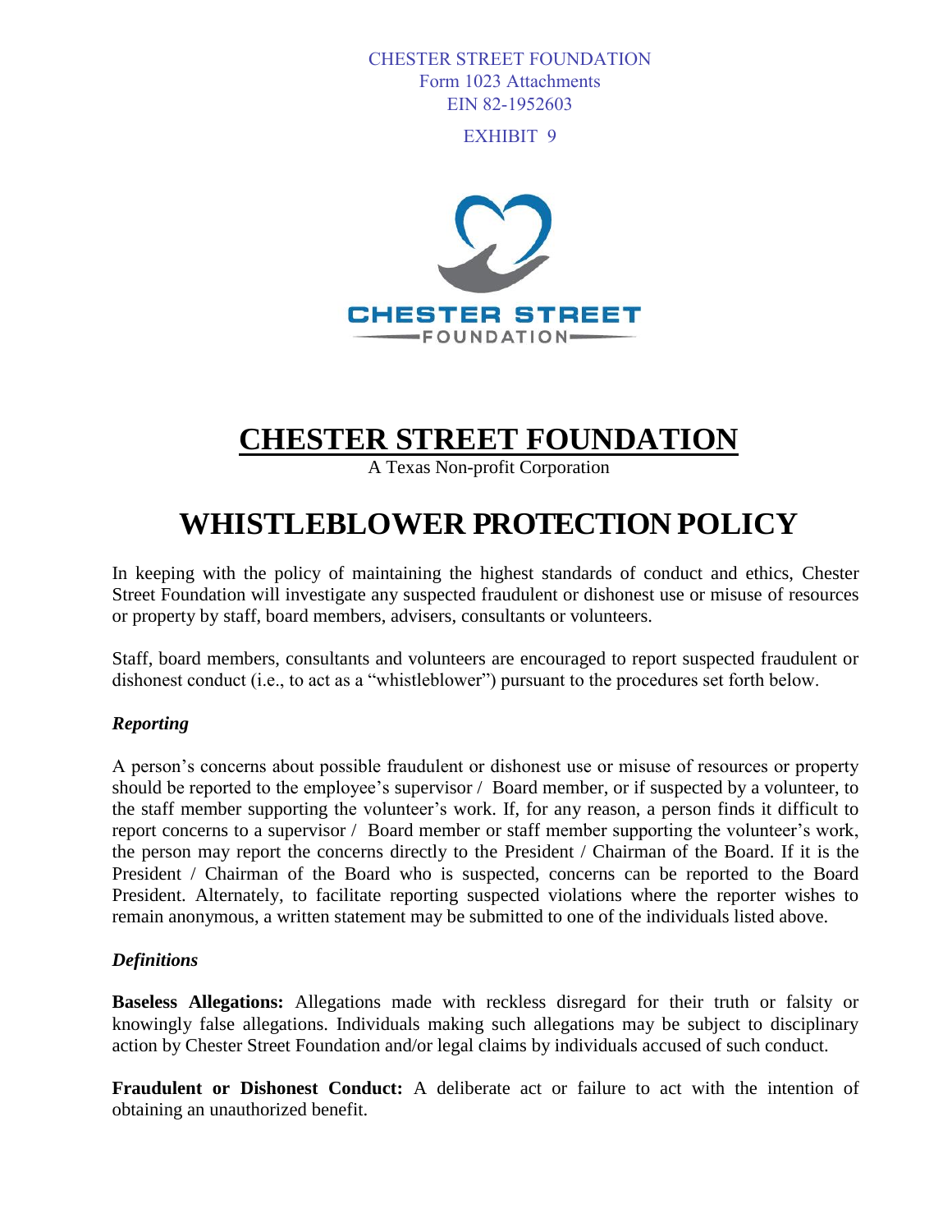CHESTER STREET FOUNDATION
Form 1023 Attachments
EIN 82-1952603

EXHIBIT 9

CHESTER STREET
FOUNDATION

# CHESTER STREET FOUNDATION

A Texas Non-profit Corporation

# WHISTLEBLOWER PROTECTION POLICY

In keeping with the policy of maintaining the highest standards of conduct and ethics, Chester Street Foundation will investigate any suspected fraudulent or dishonest use or misuse of resources or property by staff, board members, advisers, consultants or volunteers.

Staff, board members, consultants and volunteers are encouraged to report suspected fraudulent or dishonest conduct (i.e., to act as a "whistleblower") pursuant to the procedures set forth below.

### *Reporting*

A person's concerns about possible fraudulent or dishonest use or misuse of resources or property should be reported to the employee's supervisor / Board member, or if suspected by a volunteer, to the staff member supporting the volunteer's work. If, for any reason, a person finds it difficult to report concerns to a supervisor / Board member or staff member supporting the volunteer's work, the person may report the concerns directly to the President / Chairman of the Board. If it is the President / Chairman of the Board who is suspected, concerns can be reported to the Board President. Alternately, to facilitate reporting suspected violations where the reporter wishes to remain anonymous, a written statement may be submitted to one of the individuals listed above.

### *Definitions*

**Baseless Allegations:** Allegations made with reckless disregard for their truth or falsity or knowingly false allegations. Individuals making such allegations may be subject to disciplinary action by Chester Street Foundation and/or legal claims by individuals accused of such conduct.

**Fraudulent or Dishonest Conduct:** A deliberate act or failure to act with the intention of obtaining an unauthorized benefit.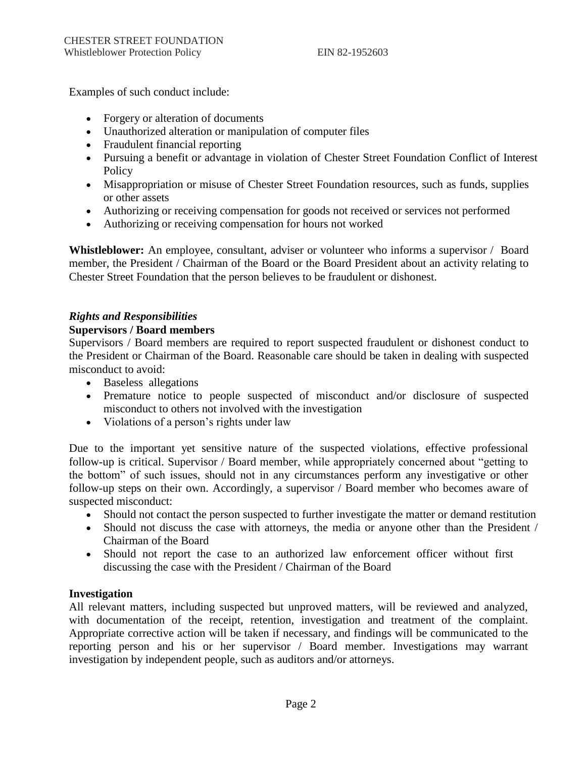Examples of such conduct include:

- Forgery or alteration of documents
- Unauthorized alteration or manipulation of computer files
- Fraudulent financial reporting
- Pursuing a benefit or advantage in violation of Chester Street Foundation Conflict of Interest Policy
- Misappropriation or misuse of Chester Street Foundation resources, such as funds, supplies or other assets
- Authorizing or receiving compensation for goods not received or services not performed
- Authorizing or receiving compensation for hours not worked

**Whistleblower:** An employee, consultant, adviser or volunteer who informs a supervisor / Board member, the President / Chairman of the Board or the Board President about an activity relating to Chester Street Foundation that the person believes to be fraudulent or dishonest.

***Rights and Responsibilities***

**Supervisors / Board members**

Supervisors / Board members are required to report suspected fraudulent or dishonest conduct to the President or Chairman of the Board. Reasonable care should be taken in dealing with suspected misconduct to avoid:

- Baseless allegations
- Premature notice to people suspected of misconduct and/or disclosure of suspected misconduct to others not involved with the investigation
- Violations of a person's rights under law

Due to the important yet sensitive nature of the suspected violations, effective professional follow-up is critical. Supervisor / Board member, while appropriately concerned about "getting to the bottom" of such issues, should not in any circumstances perform any investigative or other follow-up steps on their own. Accordingly, a supervisor / Board member who becomes aware of suspected misconduct:

- Should not contact the person suspected to further investigate the matter or demand restitution
- Should not discuss the case with attorneys, the media or anyone other than the President / Chairman of the Board
- Should not report the case to an authorized law enforcement officer without first discussing the case with the President / Chairman of the Board

**Investigation**

All relevant matters, including suspected but unproved matters, will be reviewed and analyzed, with documentation of the receipt, retention, investigation and treatment of the complaint. Appropriate corrective action will be taken if necessary, and findings will be communicated to the reporting person and his or her supervisor / Board member. Investigations may warrant investigation by independent people, such as auditors and/or attorneys.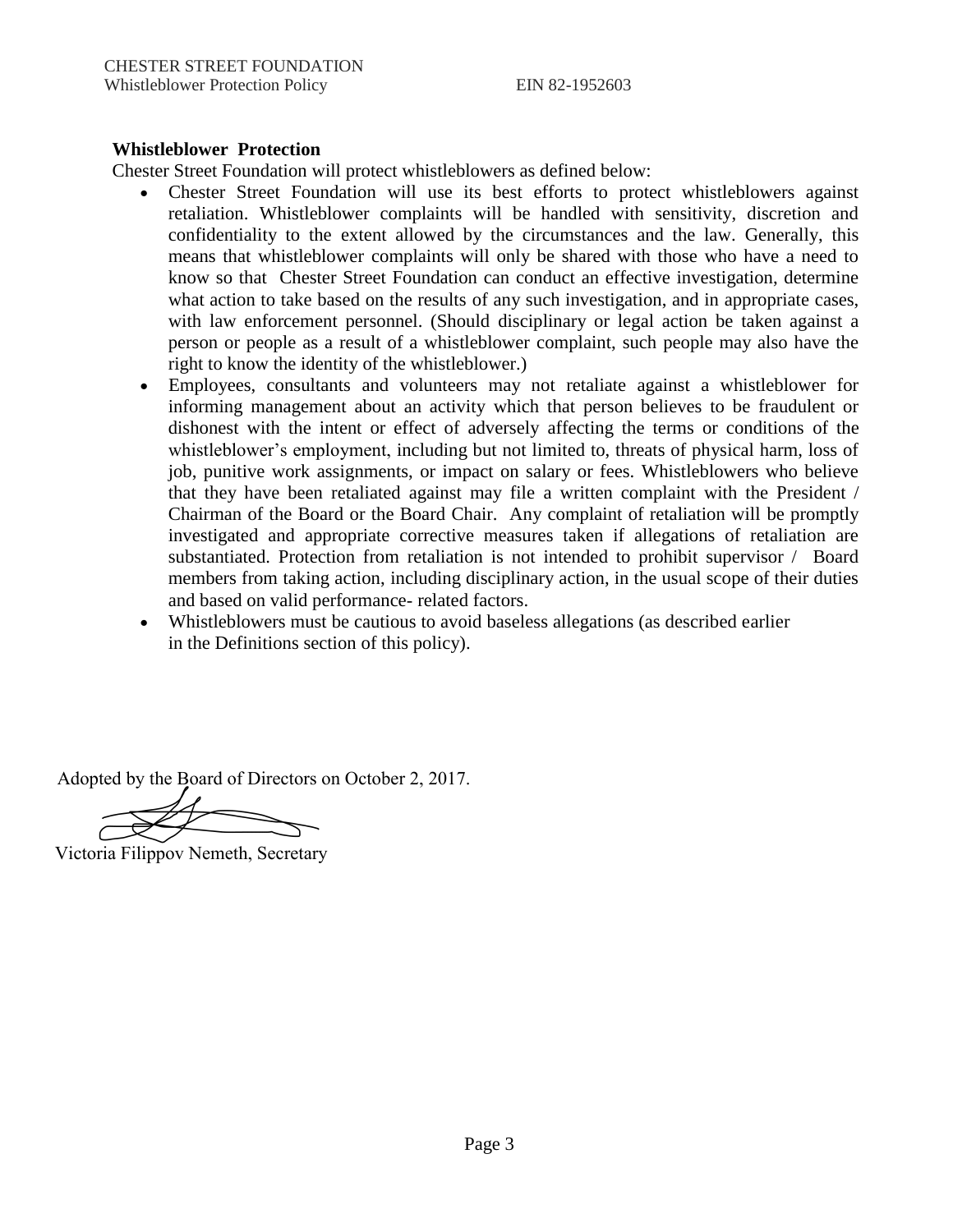### Whistleblower Protection

Chester Street Foundation will protect whistleblowers as defined below:

- Chester Street Foundation will use its best efforts to protect whistleblowers against retaliation. Whistleblower complaints will be handled with sensitivity, discretion and confidentiality to the extent allowed by the circumstances and the law. Generally, this means that whistleblower complaints will only be shared with those who have a need to know so that Chester Street Foundation can conduct an effective investigation, determine what action to take based on the results of any such investigation, and in appropriate cases, with law enforcement personnel. (Should disciplinary or legal action be taken against a person or people as a result of a whistleblower complaint, such people may also have the right to know the identity of the whistleblower.)
- Employees, consultants and volunteers may not retaliate against a whistleblower for informing management about an activity which that person believes to be fraudulent or dishonest with the intent or effect of adversely affecting the terms or conditions of the whistleblower's employment, including but not limited to, threats of physical harm, loss of job, punitive work assignments, or impact on salary or fees. Whistleblowers who believe that they have been retaliated against may file a written complaint with the President / Chairman of the Board or the Board Chair. Any complaint of retaliation will be promptly investigated and appropriate corrective measures taken if allegations of retaliation are substantiated. Protection from retaliation is not intended to prohibit supervisor / Board members from taking action, including disciplinary action, in the usual scope of their duties and based on valid performance- related factors.
- Whistleblowers must be cautious to avoid baseless allegations (as described earlier in the Definitions section of this policy).

Adopted by the Board of Directors on October 2, 2017.

Victoria Filippov Nemeth, Secretary